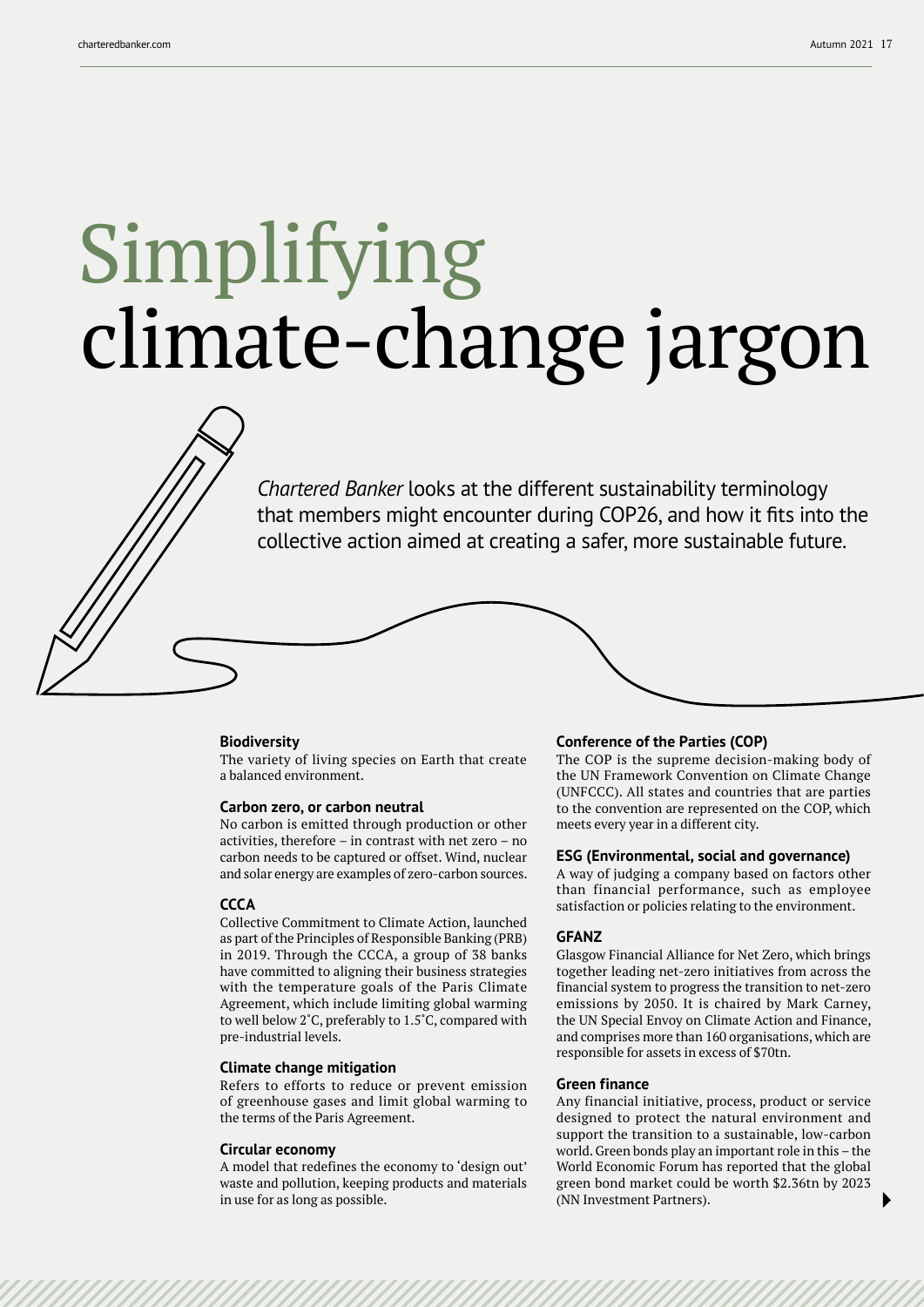# Simplifying climate-change jargon

*Chartered Banker* looks at the different sustainability terminology that members might encounter during COP26, and how it fits into the collective action aimed at creating a safer, more sustainable future.

**Biodiversity**
The variety of living species on Earth that create a balanced environment.

**Carbon zero, or carbon neutral**
No carbon is emitted through production or other activities, therefore – in contrast with net zero – no carbon needs to be captured or offset. Wind, nuclear and solar energy are examples of zero-carbon sources.

**CCCA**
Collective Commitment to Climate Action, launched as part of the Principles of Responsible Banking (PRB) in 2019. Through the CCCA, a group of 38 banks have committed to aligning their business strategies with the temperature goals of the Paris Climate Agreement, which include limiting global warming to well below 2˚C, preferably to 1.5˚C, compared with pre-industrial levels.

**Climate change mitigation**
Refers to efforts to reduce or prevent emission of greenhouse gases and limit global warming to the terms of the Paris Agreement.

**Circular economy**
A model that redefines the economy to 'design out' waste and pollution, keeping products and materials in use for as long as possible.

**Conference of the Parties (COP)**
The COP is the supreme decision-making body of the UN Framework Convention on Climate Change (UNFCCC). All states and countries that are parties to the convention are represented on the COP, which meets every year in a different city.

**ESG (Environmental, social and governance)**
A way of judging a company based on factors other than financial performance, such as employee satisfaction or policies relating to the environment.

**GFANZ**
Glasgow Financial Alliance for Net Zero, which brings together leading net-zero initiatives from across the financial system to progress the transition to net-zero emissions by 2050. It is chaired by Mark Carney, the UN Special Envoy on Climate Action and Finance, and comprises more than 160 organisations, which are responsible for assets in excess of $70tn.

**Green finance**
Any financial initiative, process, product or service designed to protect the natural environment and support the transition to a sustainable, low-carbon world. Green bonds play an important role in this – the World Economic Forum has reported that the global green bond market could be worth $2.36tn by 2023 (NN Investment Partners).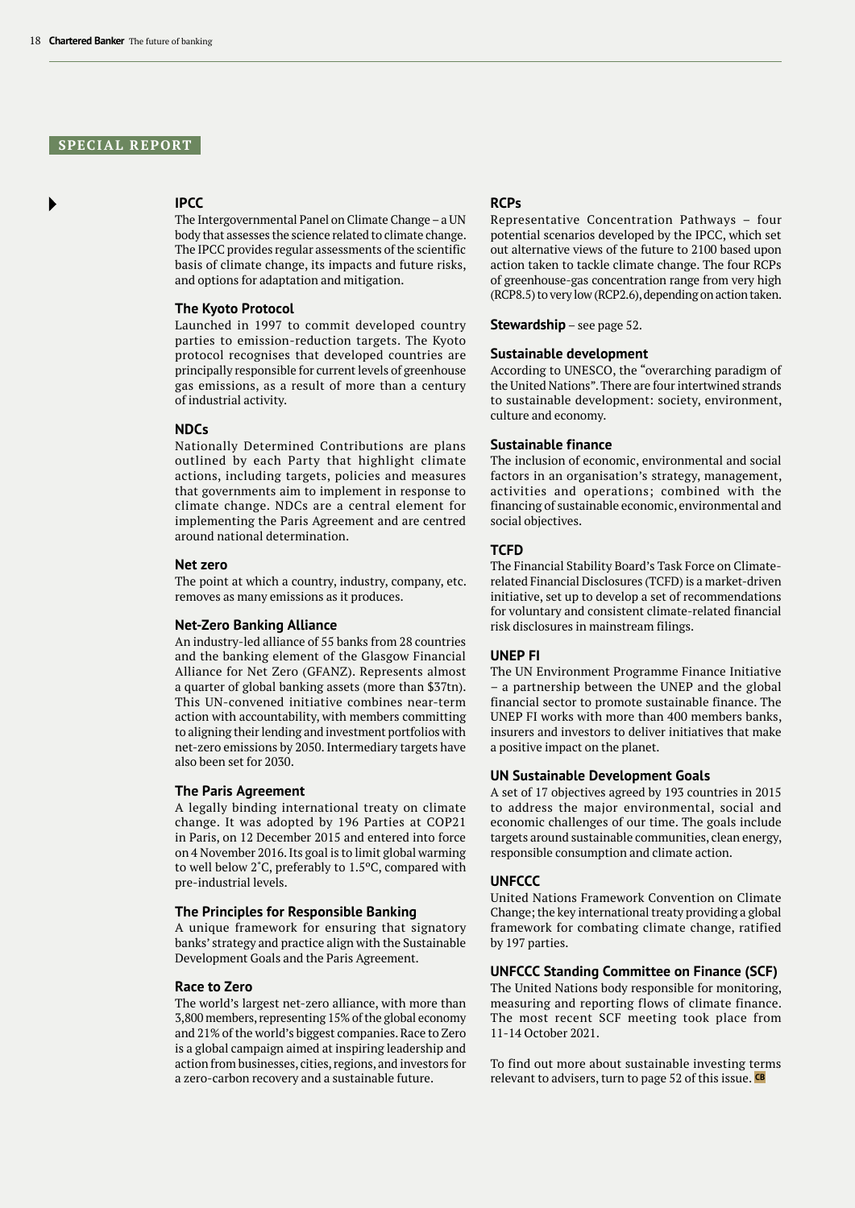SPECIAL REPORT

### IPCC

The Intergovernmental Panel on Climate Change – a UN body that assesses the science related to climate change. The IPCC provides regular assessments of the scientific basis of climate change, its impacts and future risks, and options for adaptation and mitigation.

### The Kyoto Protocol

Launched in 1997 to commit developed country parties to emission-reduction targets. The Kyoto protocol recognises that developed countries are principally responsible for current levels of greenhouse gas emissions, as a result of more than a century of industrial activity.

### NDCs

Nationally Determined Contributions are plans outlined by each Party that highlight climate actions, including targets, policies and measures that governments aim to implement in response to climate change. NDCs are a central element for implementing the Paris Agreement and are centred around national determination.

### Net zero

The point at which a country, industry, company, etc. removes as many emissions as it produces.

### Net-Zero Banking Alliance

An industry-led alliance of 55 banks from 28 countries and the banking element of the Glasgow Financial Alliance for Net Zero (GFANZ). Represents almost a quarter of global banking assets (more than $37tn). This UN-convened initiative combines near-term action with accountability, with members committing to aligning their lending and investment portfolios with net-zero emissions by 2050. Intermediary targets have also been set for 2030.

### The Paris Agreement

A legally binding international treaty on climate change. It was adopted by 196 Parties at COP21 in Paris, on 12 December 2015 and entered into force on 4 November 2016. Its goal is to limit global warming to well below 2˚C, preferably to 1.5°C, compared with pre-industrial levels.

### The Principles for Responsible Banking

A unique framework for ensuring that signatory banks' strategy and practice align with the Sustainable Development Goals and the Paris Agreement.

### Race to Zero

The world's largest net-zero alliance, with more than 3,800 members, representing 15% of the global economy and 21% of the world's biggest companies. Race to Zero is a global campaign aimed at inspiring leadership and action from businesses, cities, regions, and investors for a zero-carbon recovery and a sustainable future.

### RCPs

Representative Concentration Pathways – four potential scenarios developed by the IPCC, which set out alternative views of the future to 2100 based upon action taken to tackle climate change. The four RCPs of greenhouse-gas concentration range from very high (RCP8.5) to very low (RCP2.6), depending on action taken.

**Stewardship** – see page 52.

### Sustainable development

According to UNESCO, the "overarching paradigm of the United Nations". There are four intertwined strands to sustainable development: society, environment, culture and economy.

### Sustainable finance

The inclusion of economic, environmental and social factors in an organisation's strategy, management, activities and operations; combined with the financing of sustainable economic, environmental and social objectives.

### TCFD

The Financial Stability Board's Task Force on Climate-related Financial Disclosures (TCFD) is a market-driven initiative, set up to develop a set of recommendations for voluntary and consistent climate-related financial risk disclosures in mainstream filings.

### UNEP FI

The UN Environment Programme Finance Initiative – a partnership between the UNEP and the global financial sector to promote sustainable finance. The UNEP FI works with more than 400 members banks, insurers and investors to deliver initiatives that make a positive impact on the planet.

### UN Sustainable Development Goals

A set of 17 objectives agreed by 193 countries in 2015 to address the major environmental, social and economic challenges of our time. The goals include targets around sustainable communities, clean energy, responsible consumption and climate action.

### UNFCCC

United Nations Framework Convention on Climate Change; the key international treaty providing a global framework for combating climate change, ratified by 197 parties.

### UNFCCC Standing Committee on Finance (SCF)

The United Nations body responsible for monitoring, measuring and reporting flows of climate finance. The most recent SCF meeting took place from 11-14 October 2021.

To find out more about sustainable investing terms relevant to advisers, turn to page 52 of this issue. CB